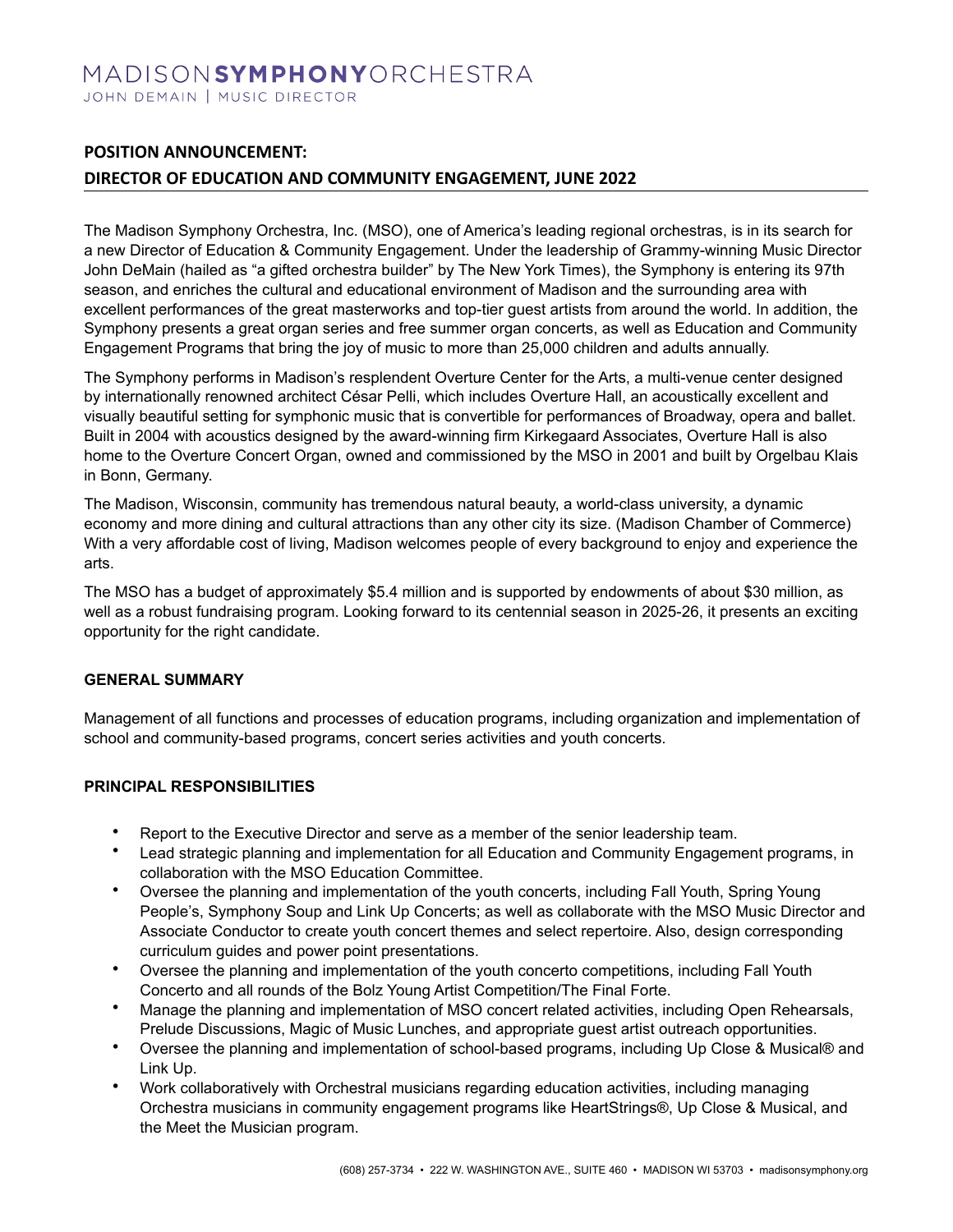MADISON**SYMPHONY**ORCHESTRA
JOHN DEMAIN | MUSIC DIRECTOR

## POSITION ANNOUNCEMENT:
## DIRECTOR OF EDUCATION AND COMMUNITY ENGAGEMENT, JUNE 2022

The Madison Symphony Orchestra, Inc. (MSO), one of America's leading regional orchestras, is in its search for a new Director of Education & Community Engagement. Under the leadership of Grammy-winning Music Director John DeMain (hailed as "a gifted orchestra builder" by The New York Times), the Symphony is entering its 97th season, and enriches the cultural and educational environment of Madison and the surrounding area with excellent performances of the great masterworks and top-tier guest artists from around the world. In addition, the Symphony presents a great organ series and free summer organ concerts, as well as Education and Community Engagement Programs that bring the joy of music to more than 25,000 children and adults annually.

The Symphony performs in Madison's resplendent Overture Center for the Arts, a multi-venue center designed by internationally renowned architect César Pelli, which includes Overture Hall, an acoustically excellent and visually beautiful setting for symphonic music that is convertible for performances of Broadway, opera and ballet. Built in 2004 with acoustics designed by the award-winning firm Kirkegaard Associates, Overture Hall is also home to the Overture Concert Organ, owned and commissioned by the MSO in 2001 and built by Orgelbau Klais in Bonn, Germany.

The Madison, Wisconsin, community has tremendous natural beauty, a world-class university, a dynamic economy and more dining and cultural attractions than any other city its size. (Madison Chamber of Commerce) With a very affordable cost of living, Madison welcomes people of every background to enjoy and experience the arts.

The MSO has a budget of approximately $5.4 million and is supported by endowments of about $30 million, as well as a robust fundraising program. Looking forward to its centennial season in 2025-26, it presents an exciting opportunity for the right candidate.

### GENERAL SUMMARY

Management of all functions and processes of education programs, including organization and implementation of school and community-based programs, concert series activities and youth concerts.

### PRINCIPAL RESPONSIBILITIES

- Report to the Executive Director and serve as a member of the senior leadership team.
- Lead strategic planning and implementation for all Education and Community Engagement programs, in collaboration with the MSO Education Committee.
- Oversee the planning and implementation of the youth concerts, including Fall Youth, Spring Young People's, Symphony Soup and Link Up Concerts; as well as collaborate with the MSO Music Director and Associate Conductor to create youth concert themes and select repertoire. Also, design corresponding curriculum guides and power point presentations.
- Oversee the planning and implementation of the youth concerto competitions, including Fall Youth Concerto and all rounds of the Bolz Young Artist Competition/The Final Forte.
- Manage the planning and implementation of MSO concert related activities, including Open Rehearsals, Prelude Discussions, Magic of Music Lunches, and appropriate guest artist outreach opportunities.
- Oversee the planning and implementation of school-based programs, including Up Close & Musical® and Link Up.
- Work collaboratively with Orchestral musicians regarding education activities, including managing Orchestra musicians in community engagement programs like HeartStrings®, Up Close & Musical, and the Meet the Musician program.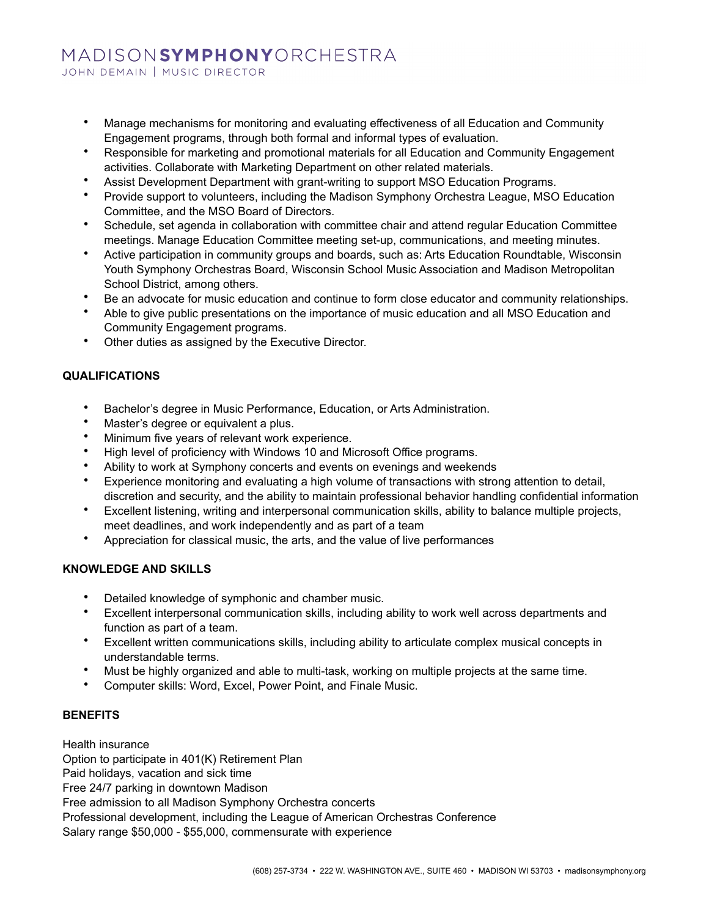- Manage mechanisms for monitoring and evaluating effectiveness of all Education and Community Engagement programs, through both formal and informal types of evaluation.
- Responsible for marketing and promotional materials for all Education and Community Engagement activities. Collaborate with Marketing Department on other related materials.
- Assist Development Department with grant-writing to support MSO Education Programs.
- Provide support to volunteers, including the Madison Symphony Orchestra League, MSO Education Committee, and the MSO Board of Directors.
- Schedule, set agenda in collaboration with committee chair and attend regular Education Committee meetings. Manage Education Committee meeting set-up, communications, and meeting minutes.
- Active participation in community groups and boards, such as: Arts Education Roundtable, Wisconsin Youth Symphony Orchestras Board, Wisconsin School Music Association and Madison Metropolitan School District, among others.
- Be an advocate for music education and continue to form close educator and community relationships.
- Able to give public presentations on the importance of music education and all MSO Education and Community Engagement programs.
- Other duties as assigned by the Executive Director.

**QUALIFICATIONS**

- Bachelor's degree in Music Performance, Education, or Arts Administration.
- Master's degree or equivalent a plus.
- Minimum five years of relevant work experience.
- High level of proficiency with Windows 10 and Microsoft Office programs.
- Ability to work at Symphony concerts and events on evenings and weekends
- Experience monitoring and evaluating a high volume of transactions with strong attention to detail, discretion and security, and the ability to maintain professional behavior handling confidential information
- Excellent listening, writing and interpersonal communication skills, ability to balance multiple projects, meet deadlines, and work independently and as part of a team
- Appreciation for classical music, the arts, and the value of live performances

**KNOWLEDGE AND SKILLS**

- Detailed knowledge of symphonic and chamber music.
- Excellent interpersonal communication skills, including ability to work well across departments and function as part of a team.
- Excellent written communications skills, including ability to articulate complex musical concepts in understandable terms.
- Must be highly organized and able to multi-task, working on multiple projects at the same time.
- Computer skills: Word, Excel, Power Point, and Finale Music.

**BENEFITS**

Health insurance
Option to participate in 401(K) Retirement Plan
Paid holidays, vacation and sick time
Free 24/7 parking in downtown Madison
Free admission to all Madison Symphony Orchestra concerts
Professional development, including the League of American Orchestras Conference
Salary range $50,000 - $55,000, commensurate with experience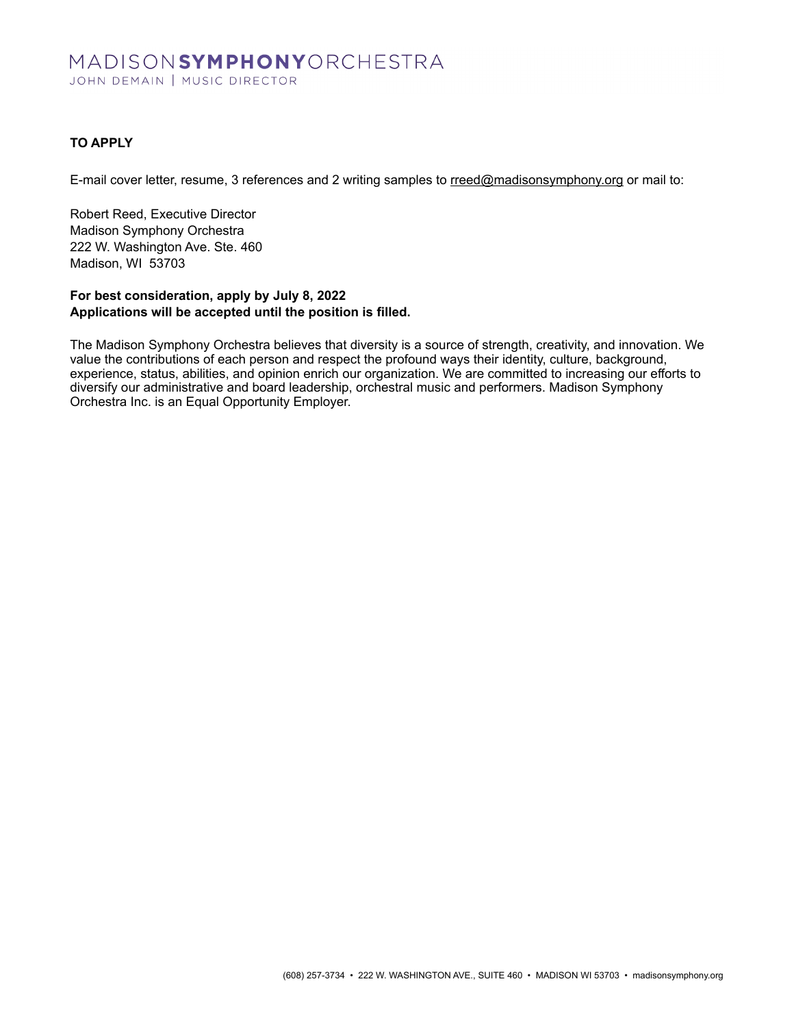MADISON**SYMPHONY**ORCHESTRA
JOHN DEMAIN | MUSIC DIRECTOR

**TO APPLY**

E-mail cover letter, resume, 3 references and 2 writing samples to rreed@madisonsymphony.org or mail to:

Robert Reed, Executive Director
Madison Symphony Orchestra
222 W. Washington Ave. Ste. 460
Madison, WI 53703

**For best consideration, apply by July 8, 2022**
**Applications will be accepted until the position is filled.**

The Madison Symphony Orchestra believes that diversity is a source of strength, creativity, and innovation. We value the contributions of each person and respect the profound ways their identity, culture, background, experience, status, abilities, and opinion enrich our organization. We are committed to increasing our efforts to diversify our administrative and board leadership, orchestral music and performers. Madison Symphony Orchestra Inc. is an Equal Opportunity Employer.